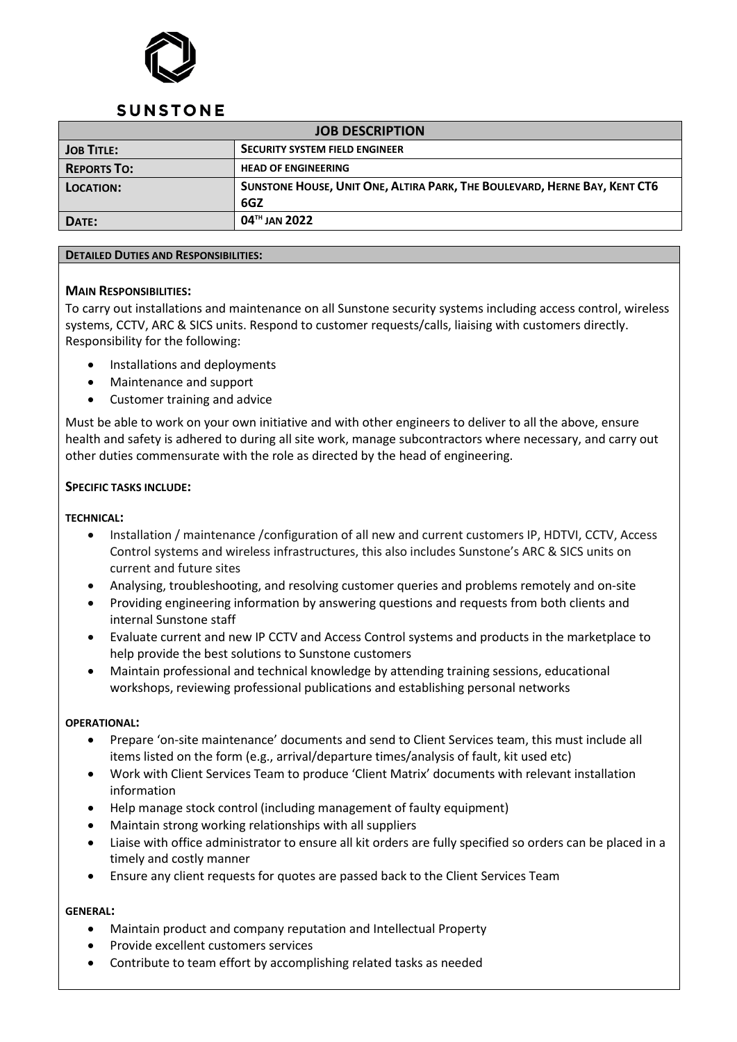**SUNSTONE**

| JOB DESCRIPTION | |
|---|---|
| **JOB TITLE:** | **SECURITY SYSTEM FIELD ENGINEER** |
| **REPORTS TO:** | **HEAD OF ENGINEERING** |
| **LOCATION:** | **SUNSTONE HOUSE, UNIT ONE, ALTIRA PARK, THE BOULEVARD, HERNE BAY, KENT CT6 6GZ** |
| **DATE:** | **04TH JAN 2022** |

**DETAILED DUTIES AND RESPONSIBILITIES:**

### MAIN RESPONSIBILITIES:

To carry out installations and maintenance on all Sunstone security systems including access control, wireless systems, CCTV, ARC & SICS units. Respond to customer requests/calls, liaising with customers directly. Responsibility for the following:

- Installations and deployments
- Maintenance and support
- Customer training and advice

Must be able to work on your own initiative and with other engineers to deliver to all the above, ensure health and safety is adhered to during all site work, manage subcontractors where necessary, and carry out other duties commensurate with the role as directed by the head of engineering.

### SPECIFIC TASKS INCLUDE:

**TECHNICAL:**

- Installation / maintenance /configuration of all new and current customers IP, HDTVI, CCTV, Access Control systems and wireless infrastructures, this also includes Sunstone's ARC & SICS units on current and future sites
- Analysing, troubleshooting, and resolving customer queries and problems remotely and on-site
- Providing engineering information by answering questions and requests from both clients and internal Sunstone staff
- Evaluate current and new IP CCTV and Access Control systems and products in the marketplace to help provide the best solutions to Sunstone customers
- Maintain professional and technical knowledge by attending training sessions, educational workshops, reviewing professional publications and establishing personal networks

**OPERATIONAL:**

- Prepare 'on-site maintenance' documents and send to Client Services team, this must include all items listed on the form (e.g., arrival/departure times/analysis of fault, kit used etc)
- Work with Client Services Team to produce 'Client Matrix' documents with relevant installation information
- Help manage stock control (including management of faulty equipment)
- Maintain strong working relationships with all suppliers
- Liaise with office administrator to ensure all kit orders are fully specified so orders can be placed in a timely and costly manner
- Ensure any client requests for quotes are passed back to the Client Services Team

**GENERAL:**

- Maintain product and company reputation and Intellectual Property
- Provide excellent customers services
- Contribute to team effort by accomplishing related tasks as needed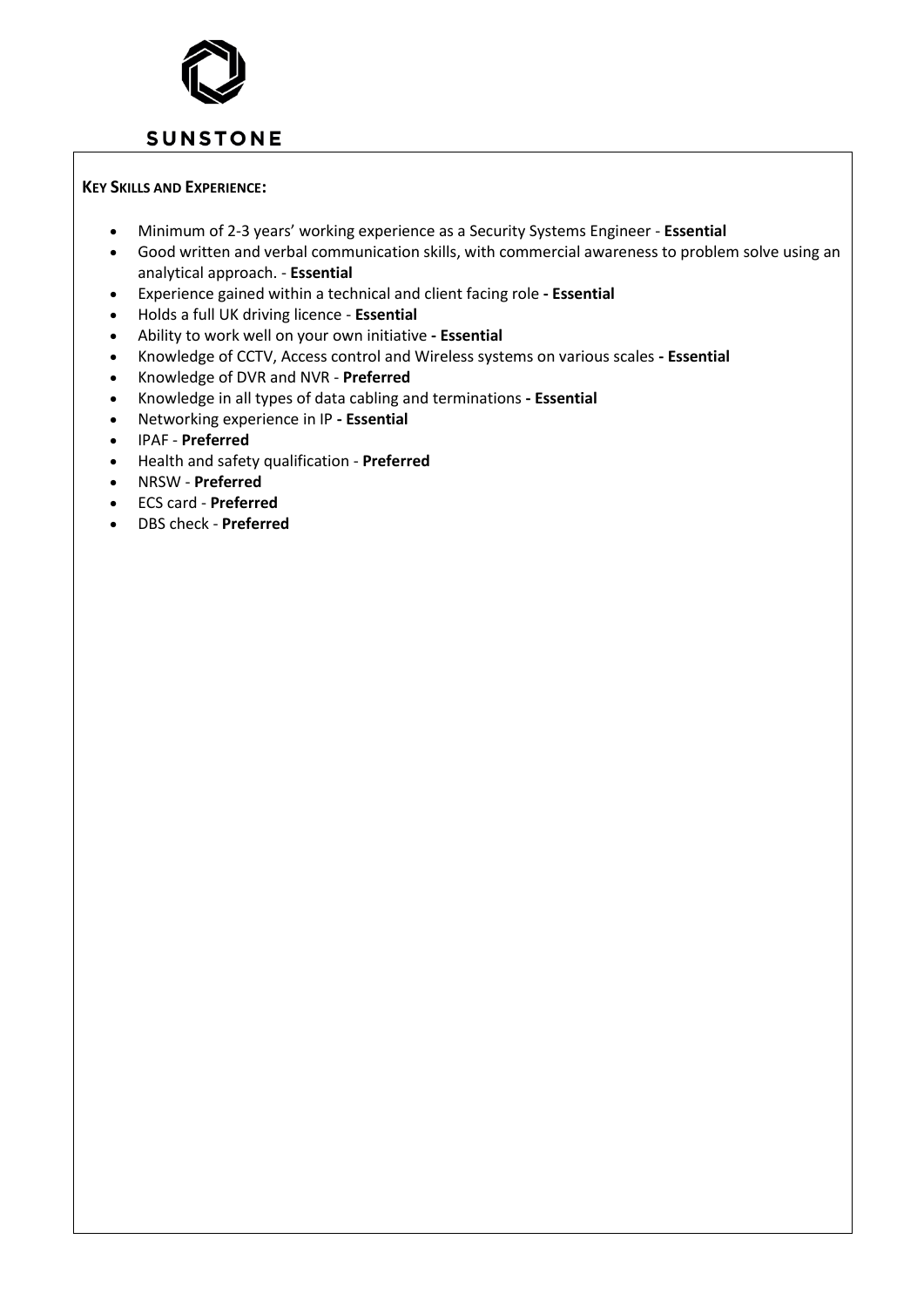SUNSTONE

**KEY SKILLS AND EXPERIENCE:**

- Minimum of 2-3 years' working experience as a Security Systems Engineer - **Essential**
- Good written and verbal communication skills, with commercial awareness to problem solve using an analytical approach. - **Essential**
- Experience gained within a technical and client facing role **- Essential**
- Holds a full UK driving licence - **Essential**
- Ability to work well on your own initiative **- Essential**
- Knowledge of CCTV, Access control and Wireless systems on various scales **- Essential**
- Knowledge of DVR and NVR - **Preferred**
- Knowledge in all types of data cabling and terminations **- Essential**
- Networking experience in IP **- Essential**
- IPAF - **Preferred**
- Health and safety qualification - **Preferred**
- NRSW - **Preferred**
- ECS card - **Preferred**
- DBS check - **Preferred**